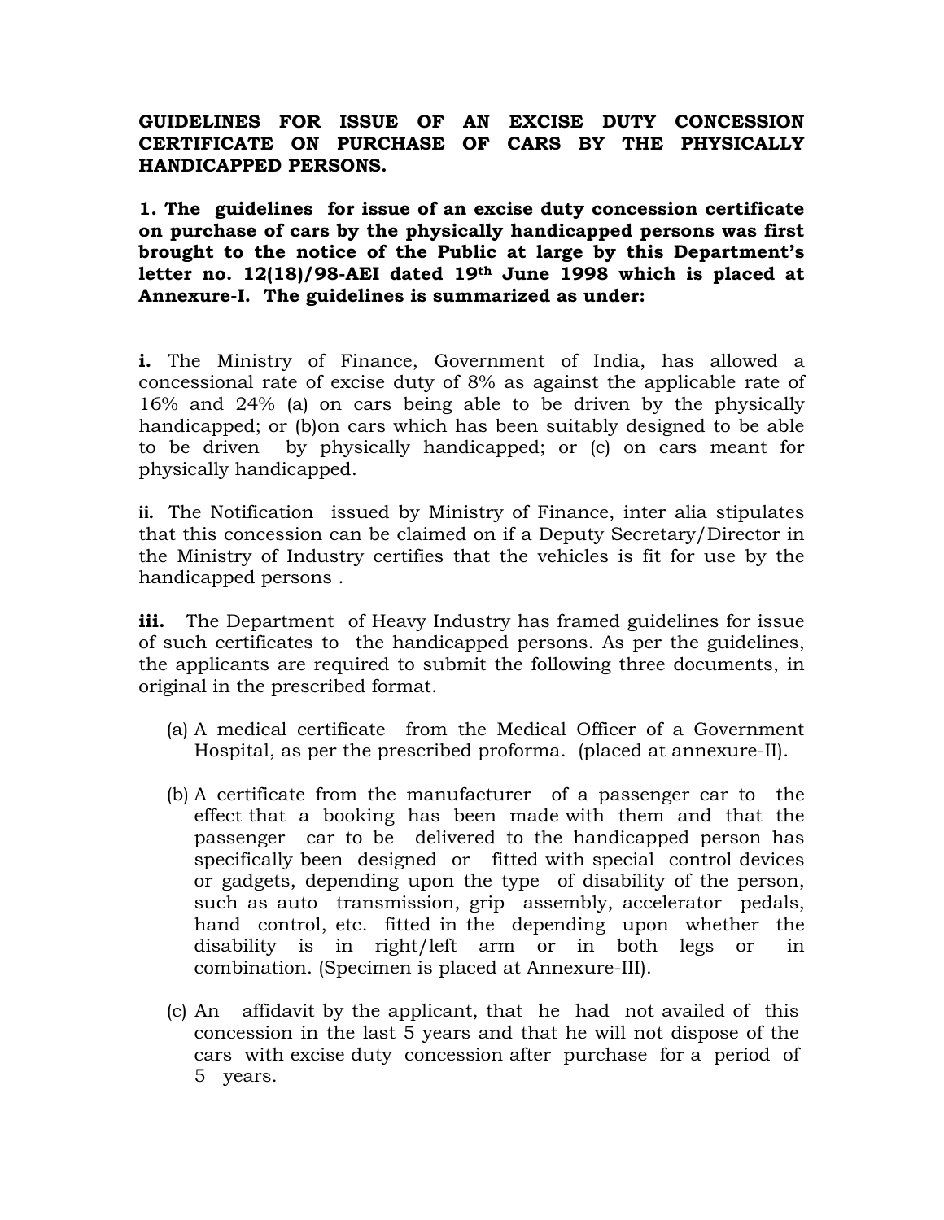# GUIDELINES FOR ISSUE OF AN EXCISE DUTY CONCESSION CERTIFICATE ON PURCHASE OF CARS BY THE PHYSICALLY HANDICAPPED PERSONS.

**1. The guidelines for issue of an excise duty concession certificate on purchase of cars by the physically handicapped persons was first brought to the notice of the Public at large by this Department's letter no. 12(18)/98-AEI dated 19th June 1998 which is placed at Annexure-I. The guidelines is summarized as under:**

**i.** The Ministry of Finance, Government of India, has allowed a concessional rate of excise duty of 8% as against the applicable rate of 16% and 24% (a) on cars being able to be driven by the physically handicapped; or (b)on cars which has been suitably designed to be able to be driven by physically handicapped; or (c) on cars meant for physically handicapped.

**ii.** The Notification issued by Ministry of Finance, inter alia stipulates that this concession can be claimed on if a Deputy Secretary/Director in the Ministry of Industry certifies that the vehicles is fit for use by the handicapped persons .

**iii.** The Department of Heavy Industry has framed guidelines for issue of such certificates to the handicapped persons. As per the guidelines, the applicants are required to submit the following three documents, in original in the prescribed format.

(a) A medical certificate from the Medical Officer of a Government Hospital, as per the prescribed proforma. (placed at annexure-II).

(b) A certificate from the manufacturer of a passenger car to the effect that a booking has been made with them and that the passenger car to be delivered to the handicapped person has specifically been designed or fitted with special control devices or gadgets, depending upon the type of disability of the person, such as auto transmission, grip assembly, accelerator pedals, hand control, etc. fitted in the depending upon whether the disability is in right/left arm or in both legs or in combination. (Specimen is placed at Annexure-III).

(c) An affidavit by the applicant, that he had not availed of this concession in the last 5 years and that he will not dispose of the cars with excise duty concession after purchase for a period of 5 years.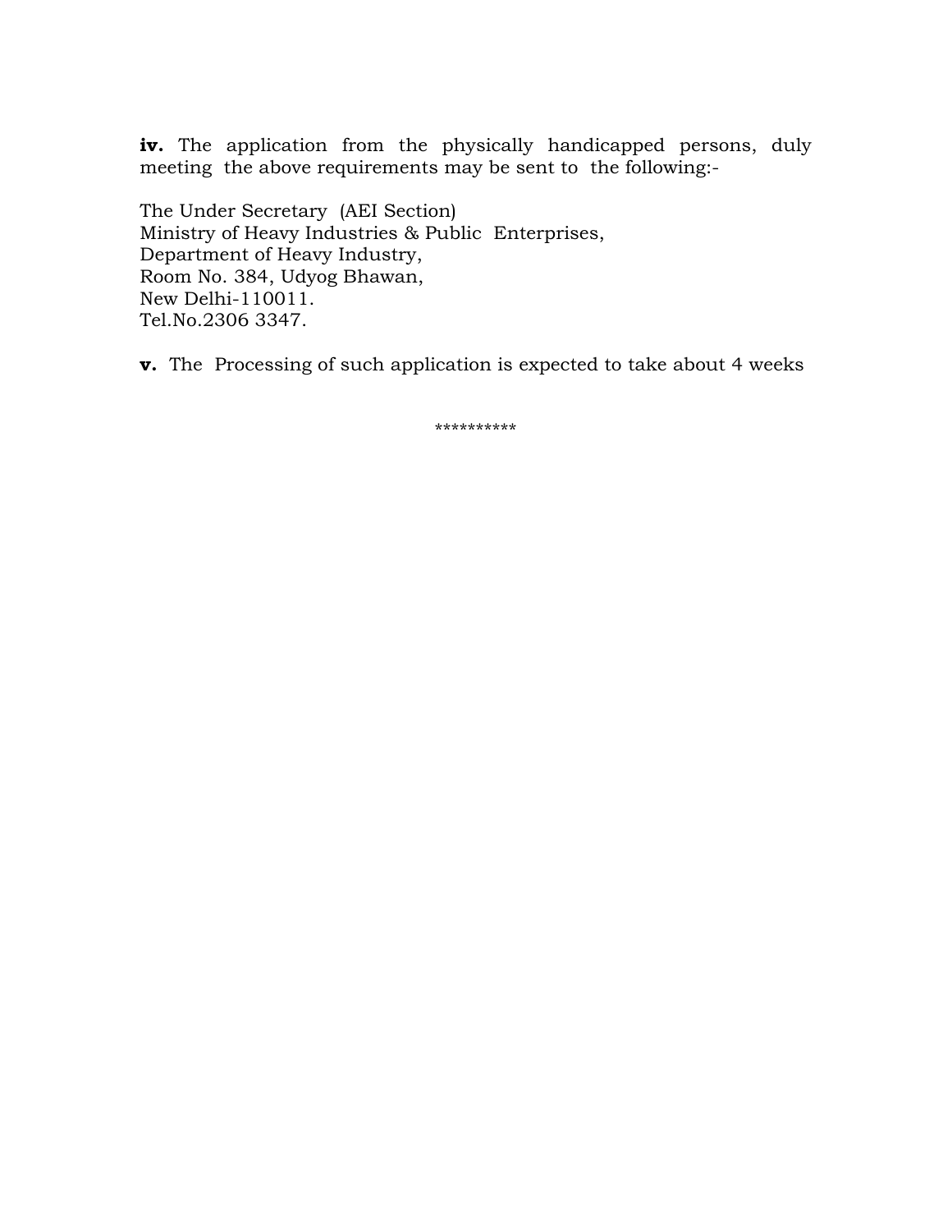**iv.** The application from the physically handicapped persons, duly meeting the above requirements may be sent to the following:-

The Under Secretary (AEI Section)  
Ministry of Heavy Industries & Public Enterprises,  
Department of Heavy Industry,  
Room No. 384, Udyog Bhawan,  
New Delhi-110011.  
Tel.No.2306 3347.

**v.** The Processing of such application is expected to take about 4 weeks

**********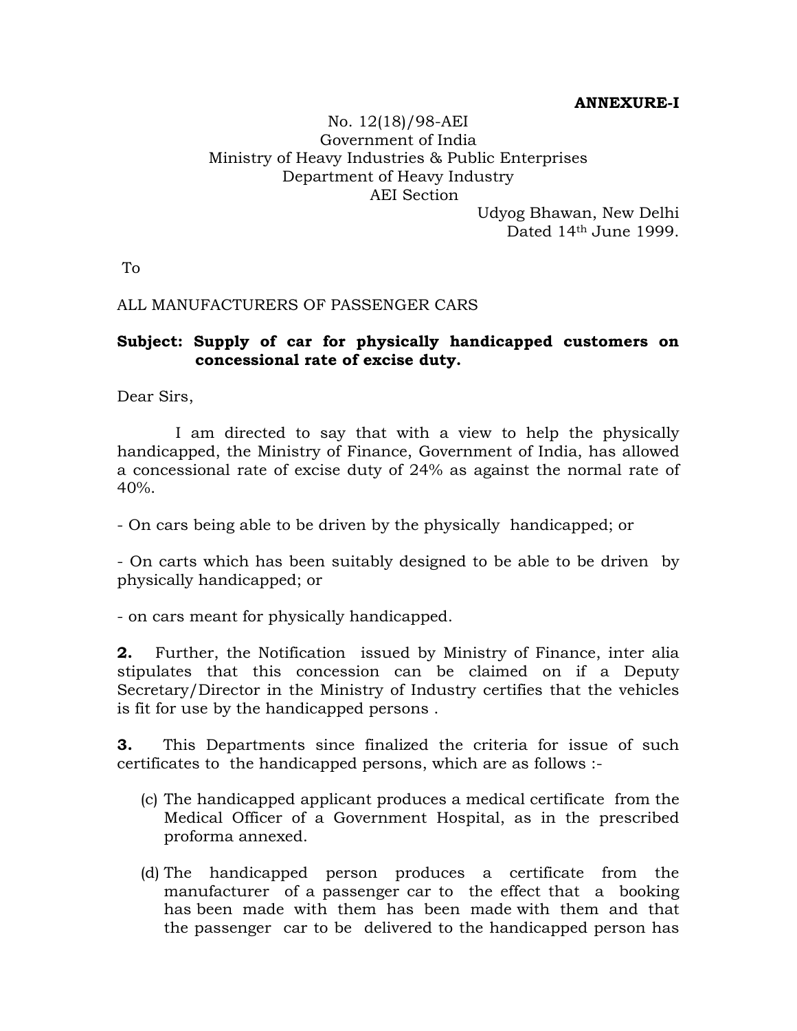**ANNEXURE-I**

No. 12(18)/98-AEI
Government of India
Ministry of Heavy Industries & Public Enterprises
Department of Heavy Industry
AEI Section

Udyog Bhawan, New Delhi
Dated 14th June 1999.

To

ALL MANUFACTURERS OF PASSENGER CARS

**Subject: Supply of car for physically handicapped customers on concessional rate of excise duty.**

Dear Sirs,

I am directed to say that with a view to help the physically handicapped, the Ministry of Finance, Government of India, has allowed a concessional rate of excise duty of 24% as against the normal rate of 40%.

- On cars being able to be driven by the physically handicapped; or

- On carts which has been suitably designed to be able to be driven by physically handicapped; or

- on cars meant for physically handicapped.

**2.** Further, the Notification issued by Ministry of Finance, inter alia stipulates that this concession can be claimed on if a Deputy Secretary/Director in the Ministry of Industry certifies that the vehicles is fit for use by the handicapped persons .

**3.** This Departments since finalized the criteria for issue of such certificates to the handicapped persons, which are as follows :-

(c) The handicapped applicant produces a medical certificate from the Medical Officer of a Government Hospital, as in the prescribed proforma annexed.

(d) The handicapped person produces a certificate from the manufacturer of a passenger car to the effect that a booking has been made with them has been made with them and that the passenger car to be delivered to the handicapped person has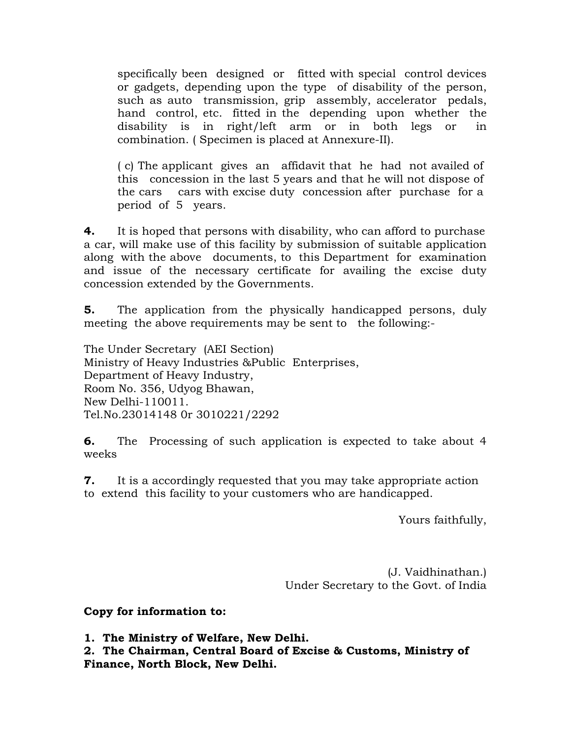specifically been designed or fitted with special control devices or gadgets, depending upon the type of disability of the person, such as auto transmission, grip assembly, accelerator pedals, hand control, etc. fitted in the depending upon whether the disability is in right/left arm or in both legs or in combination. ( Specimen is placed at Annexure-II).

( c) The applicant gives an affidavit that he had not availed of this concession in the last 5 years and that he will not dispose of the cars cars with excise duty concession after purchase for a period of 5 years.

**4.** It is hoped that persons with disability, who can afford to purchase a car, will make use of this facility by submission of suitable application along with the above documents, to this Department for examination and issue of the necessary certificate for availing the excise duty concession extended by the Governments.

**5.** The application from the physically handicapped persons, duly meeting the above requirements may be sent to the following:-

The Under Secretary (AEI Section)
Ministry of Heavy Industries &Public Enterprises,
Department of Heavy Industry,
Room No. 356, Udyog Bhawan,
New Delhi-110011.
Tel.No.23014148 0r 3010221/2292

**6.** The Processing of such application is expected to take about 4 weeks

**7.** It is a accordingly requested that you may take appropriate action to extend this facility to your customers who are handicapped.

Yours faithfully,

(J. Vaidhinathan.)
Under Secretary to the Govt. of India

**Copy for information to:**

**1. The Ministry of Welfare, New Delhi.**
**2. The Chairman, Central Board of Excise & Customs, Ministry of Finance, North Block, New Delhi.**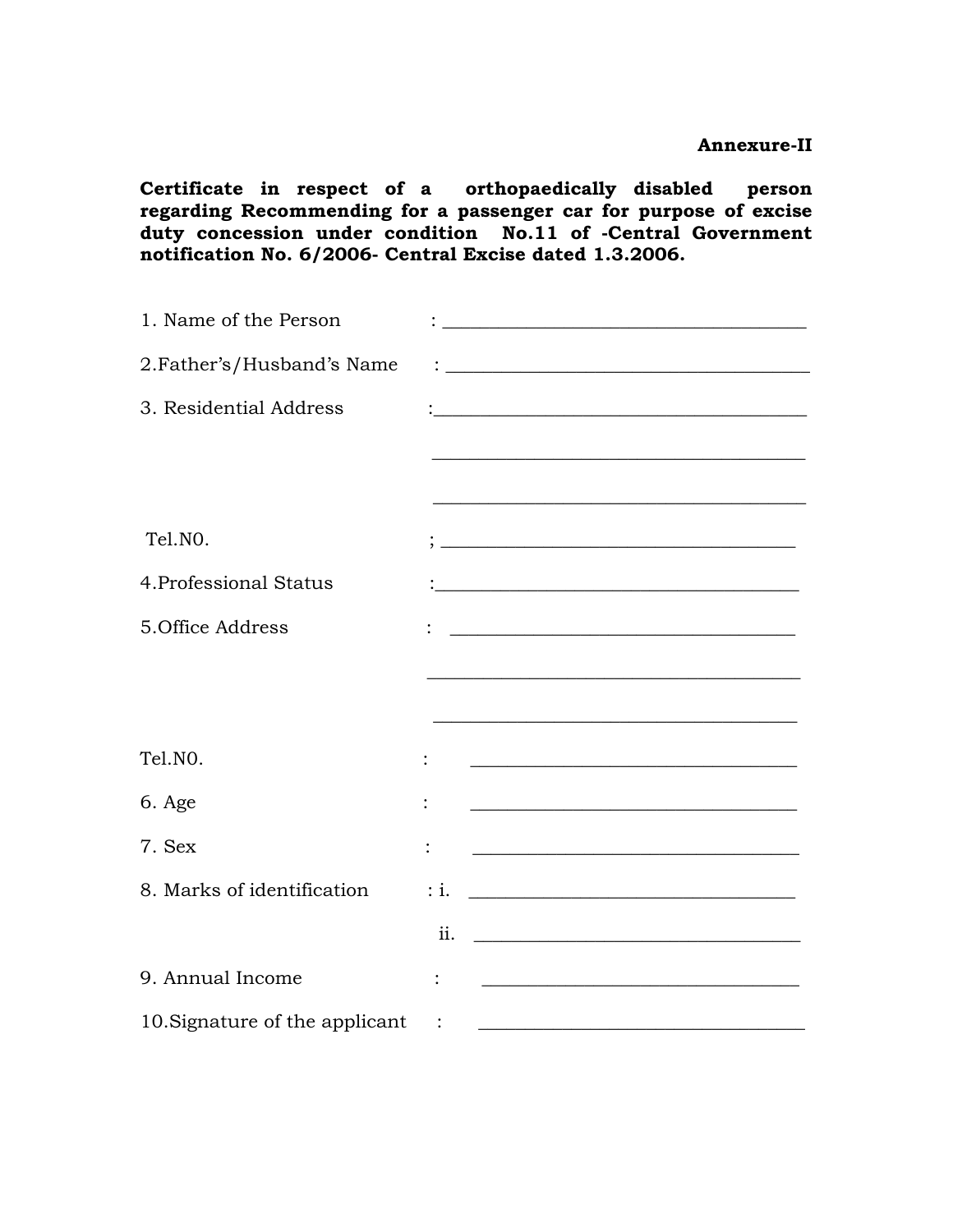**Annexure-II**

**Certificate in respect of a orthopaedically disabled person regarding Recommending for a passenger car for purpose of excise duty concession under condition No.11 of -Central Government notification No. 6/2006- Central Excise dated 1.3.2006.**

1. Name of the Person : ______________________________________

2.Father's/Husband's Name : ______________________________________

3. Residential Address :______________________________________

______________________________________

______________________________________

Tel.N0. ; ______________________________________

4.Professional Status :______________________________________

5.Office Address : ______________________________________

______________________________________

______________________________________

Tel.N0. : ______________________________________

6. Age : ______________________________________

7. Sex : ______________________________________

8. Marks of identification : i. ______________________________________

ii. ______________________________________

9. Annual Income : ______________________________________

10.Signature of the applicant : ______________________________________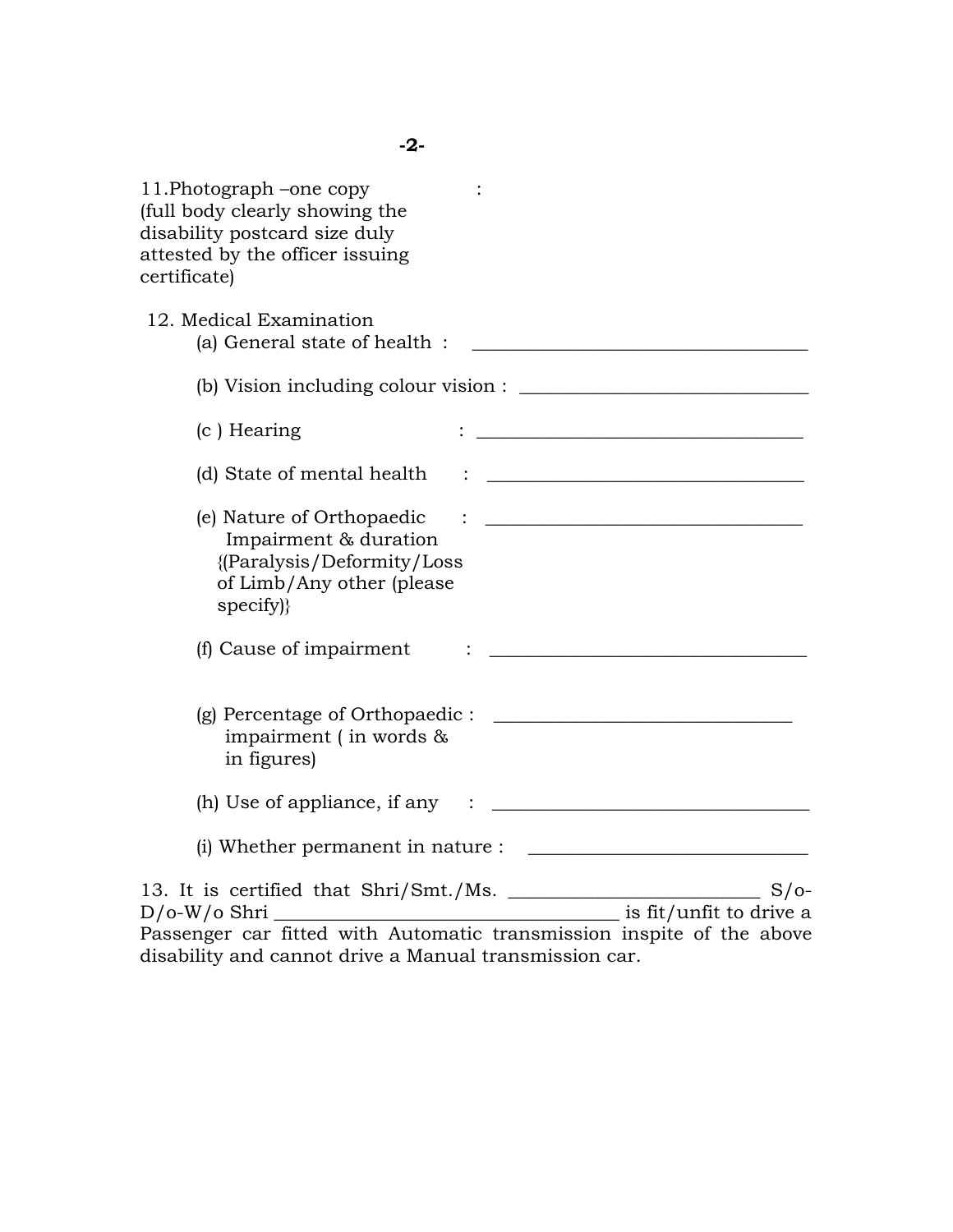11.Photograph –one copy :
(full body clearly showing the disability postcard size duly attested by the officer issuing certificate)

12. Medical Examination

(a) General state of health : ____________________________________

(b) Vision including colour vision : ______________________________

(c ) Hearing : ____________________________________

(d) State of mental health : __________________________________

(e) Nature of Orthopaedic Impairment & duration {(Paralysis/Deformity/Loss of Limb/Any other (please specify)} : __________________________________

(f) Cause of impairment : __________________________________

(g) Percentage of Orthopaedic impairment ( in words & in figures) : ______________________________

(h) Use of appliance, if any : __________________________________

(i) Whether permanent in nature : ______________________________

13. It is certified that Shri/Smt./Ms. __________________________ S/o-D/o-W/o Shri ______________________________________ is fit/unfit to drive a Passenger car fitted with Automatic transmission inspite of the above disability and cannot drive a Manual transmission car.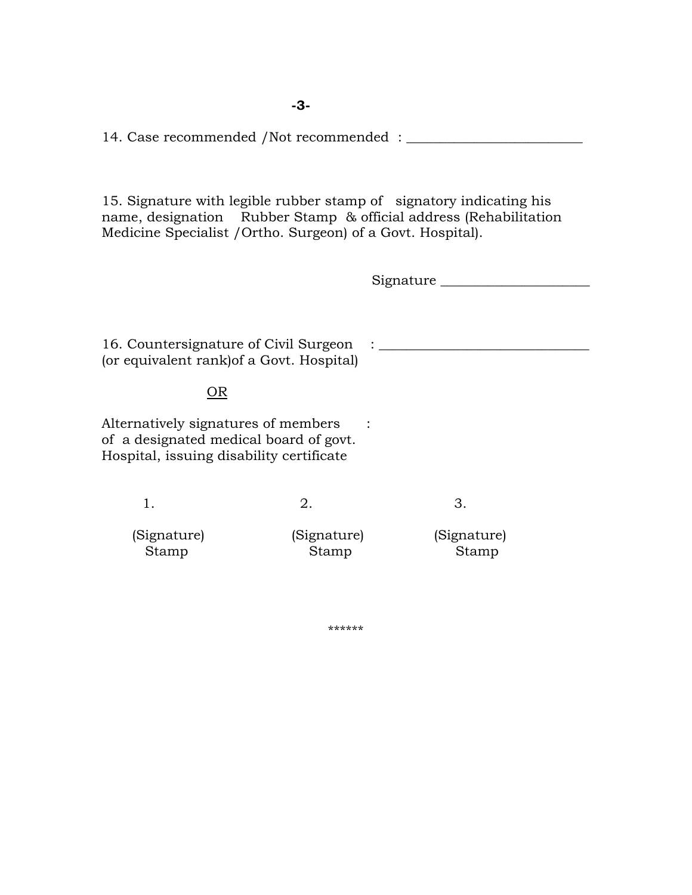14. Case recommended /Not recommended : ___________________________

15. Signature with legible rubber stamp of signatory indicating his name, designation Rubber Stamp & official address (Rehabilitation Medicine Specialist /Ortho. Surgeon) of a Govt. Hospital).

Signature _______________________

16. Countersignature of Civil Surgeon : _______________________________
(or equivalent rank)of a Govt. Hospital)

<u>OR</u>

Alternatively signatures of members :
of a designated medical board of govt.
Hospital, issuing disability certificate

| 1. | 2. | 3. |
|---|---|---|
| (Signature) Stamp | (Signature) Stamp | (Signature) Stamp |

******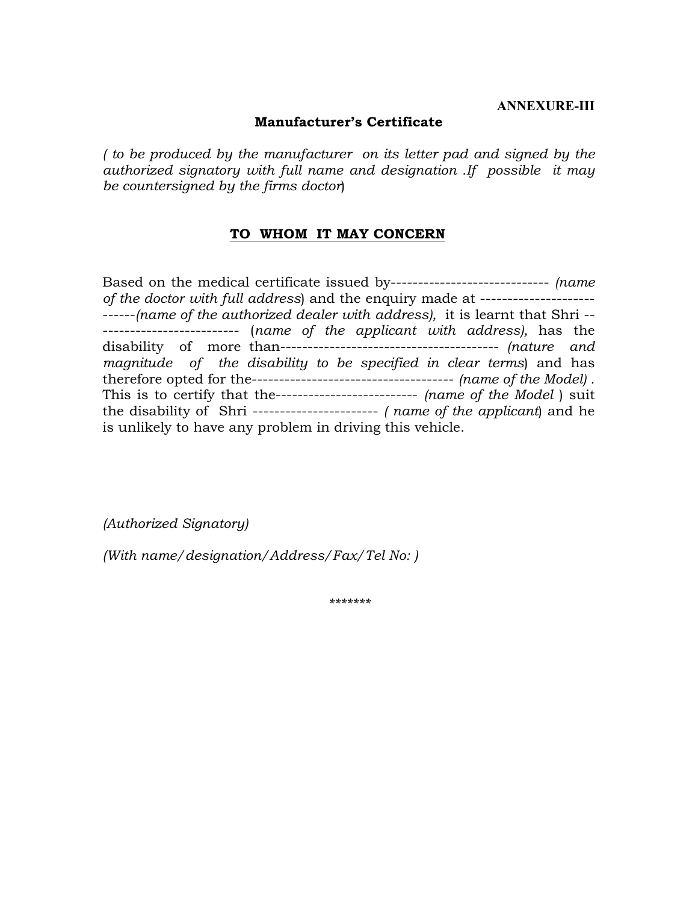**ANNEXURE-III**

## Manufacturer's Certificate

*( to be produced by the manufacturer on its letter pad and signed by the authorized signatory with full name and designation .If possible it may be countersigned by the firms doctor*)

**<u>TO WHOM IT MAY CONCERN</u>**

Based on the medical certificate issued by----------------------------- *(name of the doctor with full address*) and the enquiry made at ---------------------------*(name of the authorized dealer with address),* it is learnt that Shri --------------------------- (*name of the applicant with address),* has the disability of more than---------------------------------------- *(nature and magnitude of the disability to be specified in clear terms*) and has therefore opted for the------------------------------------- *(name of the Model)* . This is to certify that the-------------------------- *(name of the Model* ) suit the disability of Shri ----------------------- *( name of the applicant*) and he is unlikely to have any problem in driving this vehicle.

*(Authorized Signatory)*

*(With name/designation/Address/Fax/Tel No: )*

*******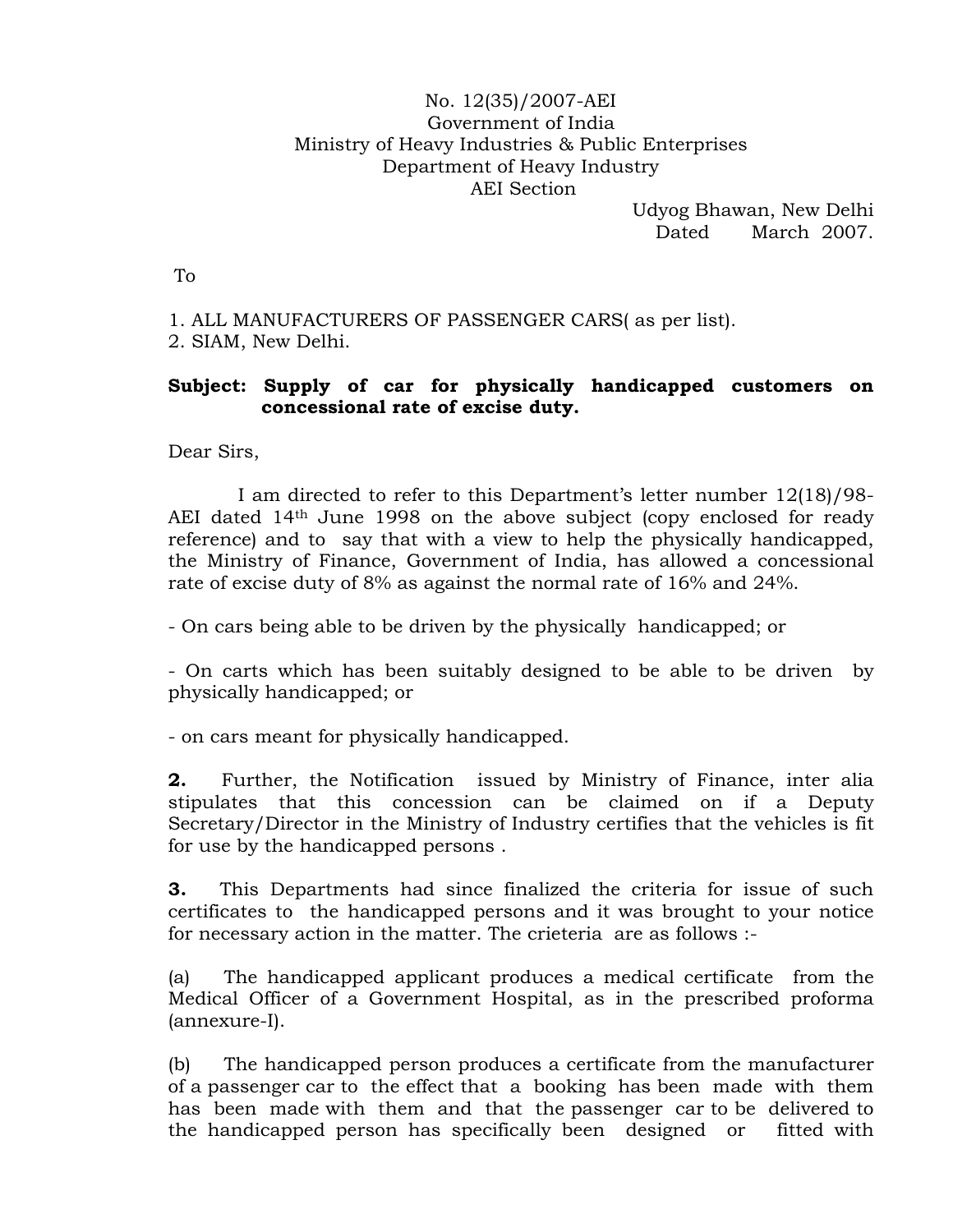No. 12(35)/2007-AEI
Government of India
Ministry of Heavy Industries & Public Enterprises
Department of Heavy Industry
AEI Section

Udyog Bhawan, New Delhi
Dated March 2007.

To

1. ALL MANUFACTURERS OF PASSENGER CARS( as per list).
2. SIAM, New Delhi.

**Subject: Supply of car for physically handicapped customers on concessional rate of excise duty.**

Dear Sirs,

I am directed to refer to this Department's letter number 12(18)/98-AEI dated 14th June 1998 on the above subject (copy enclosed for ready reference) and to say that with a view to help the physically handicapped, the Ministry of Finance, Government of India, has allowed a concessional rate of excise duty of 8% as against the normal rate of 16% and 24%.

- On cars being able to be driven by the physically handicapped; or

- On carts which has been suitably designed to be able to be driven by physically handicapped; or

- on cars meant for physically handicapped.

**2.** Further, the Notification issued by Ministry of Finance, inter alia stipulates that this concession can be claimed on if a Deputy Secretary/Director in the Ministry of Industry certifies that the vehicles is fit for use by the handicapped persons .

**3.** This Departments had since finalized the criteria for issue of such certificates to the handicapped persons and it was brought to your notice for necessary action in the matter. The crieteria are as follows :-

(a) The handicapped applicant produces a medical certificate from the Medical Officer of a Government Hospital, as in the prescribed proforma (annexure-I).

(b) The handicapped person produces a certificate from the manufacturer of a passenger car to the effect that a booking has been made with them has been made with them and that the passenger car to be delivered to the handicapped person has specifically been designed or fitted with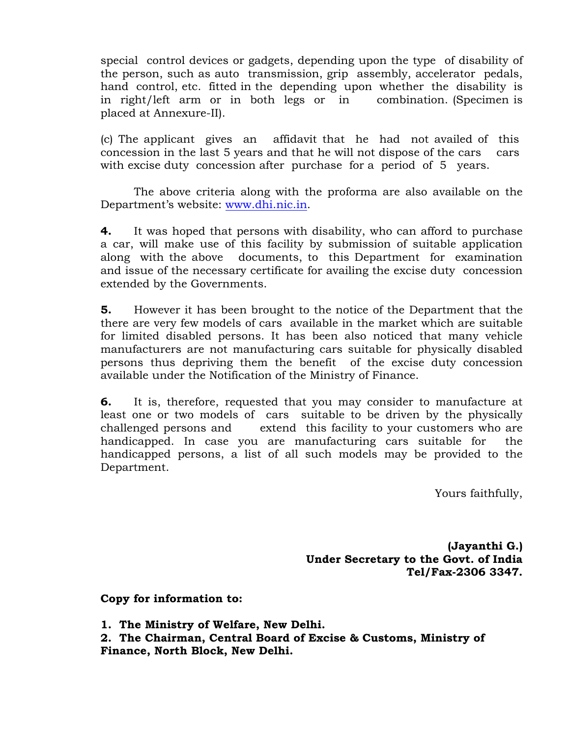special control devices or gadgets, depending upon the type of disability of the person, such as auto transmission, grip assembly, accelerator pedals, hand control, etc. fitted in the depending upon whether the disability is in right/left arm or in both legs or in combination. (Specimen is placed at Annexure-II).

(c) The applicant gives an affidavit that he had not availed of this concession in the last 5 years and that he will not dispose of the cars cars with excise duty concession after purchase for a period of 5 years.

The above criteria along with the proforma are also available on the Department's website: www.dhi.nic.in.

**4.** It was hoped that persons with disability, who can afford to purchase a car, will make use of this facility by submission of suitable application along with the above documents, to this Department for examination and issue of the necessary certificate for availing the excise duty concession extended by the Governments.

**5.** However it has been brought to the notice of the Department that the there are very few models of cars available in the market which are suitable for limited disabled persons. It has been also noticed that many vehicle manufacturers are not manufacturing cars suitable for physically disabled persons thus depriving them the benefit of the excise duty concession available under the Notification of the Ministry of Finance.

**6.** It is, therefore, requested that you may consider to manufacture at least one or two models of cars suitable to be driven by the physically challenged persons and extend this facility to your customers who are handicapped. In case you are manufacturing cars suitable for the handicapped persons, a list of all such models may be provided to the Department.

Yours faithfully,

**(Jayanthi G.)**
**Under Secretary to the Govt. of India**
**Tel/Fax-2306 3347.**

**Copy for information to:**

1. **The Ministry of Welfare, New Delhi.**
2. **The Chairman, Central Board of Excise & Customs, Ministry of Finance, North Block, New Delhi.**